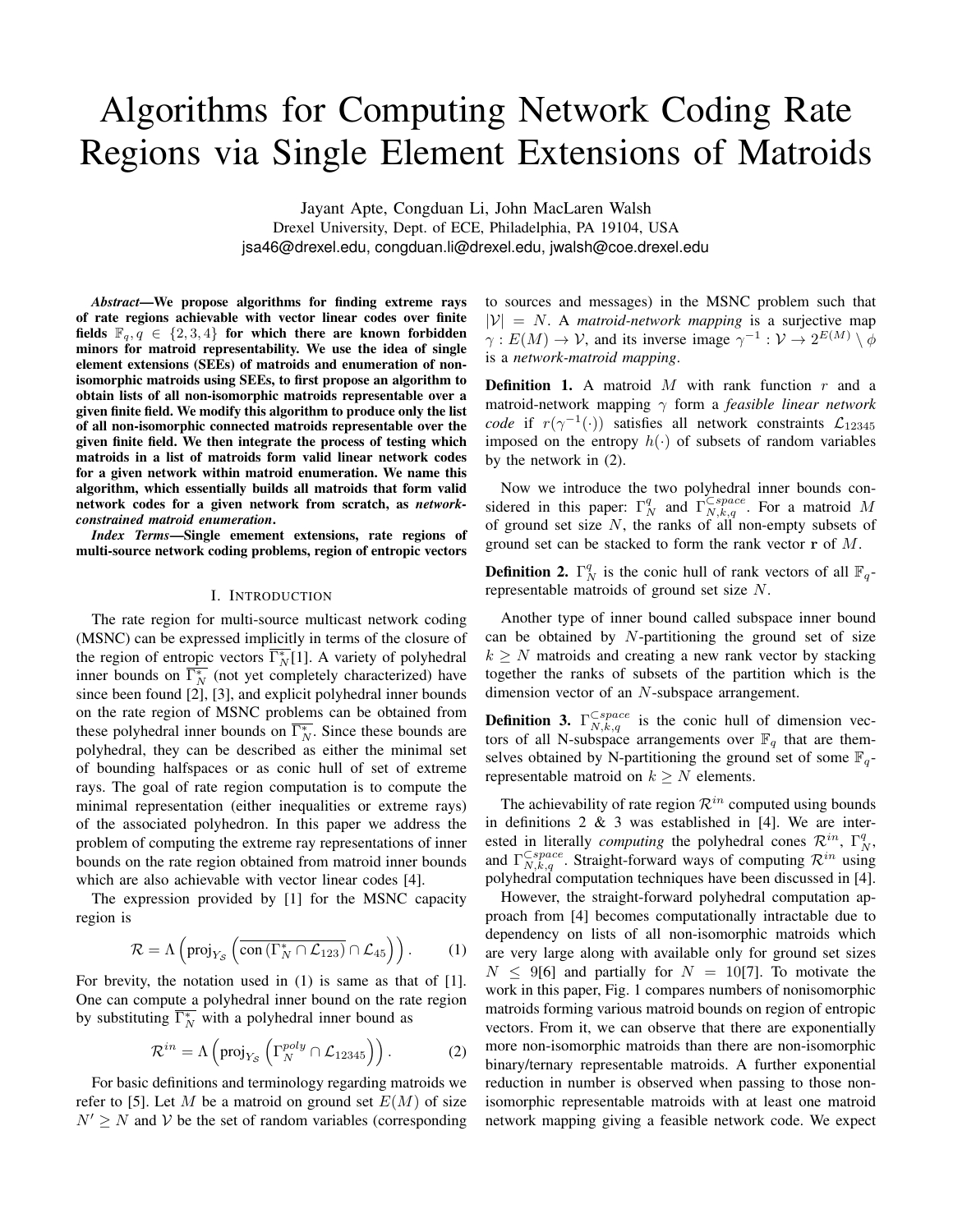# Algorithms for Computing Network Coding Rate Regions via Single Element Extensions of Matroids

Jayant Apte, Congduan Li, John MacLaren Walsh
Drexel University, Dept. of ECE, Philadelphia, PA 19104, USA
jsa46@drexel.edu, congduan.li@drexel.edu, jwalsh@coe.drexel.edu

***Abstract*—We propose algorithms for finding extreme rays of rate regions achievable with vector linear codes over finite fields $\mathbb{F}_q, q \in \{2, 3, 4\}$ for which there are known forbidden minors for matroid representability. We use the idea of single element extensions (SEEs) of matroids and enumeration of non-isomorphic matroids using SEEs, to first propose an algorithm to obtain lists of all non-isomorphic matroids representable over a given finite field. We modify this algorithm to produce only the list of all non-isomorphic connected matroids representable over the given finite field. We then integrate the process of testing which matroids in a list of matroids form valid linear network codes for a given network within matroid enumeration. We name this algorithm, which essentially builds all matroids that form valid network codes for a given network from scratch, as *network-constrained matroid enumeration*.**

***Index Terms*—Single ement extensions, rate regions of multi-source network coding problems, region of entropic vectors**

## I. Introduction

The rate region for multi-source multicast network coding (MSNC) can be expressed implicitly in terms of the closure of the region of entropic vectors $\overline{\Gamma_N^*}$[1]. A variety of polyhedral inner bounds on $\overline{\Gamma_N^*}$ (not yet completely characterized) have since been found [2], [3], and explicit polyhedral inner bounds on the rate region of MSNC problems can be obtained from these polyhedral inner bounds on $\overline{\Gamma_N^*}$. Since these bounds are polyhedral, they can be described as either the minimal set of bounding halfspaces or as conic hull of set of extreme rays. The goal of rate region computation is to compute the minimal representation (either inequalities or extreme rays) of the associated polyhedron. In this paper we address the problem of computing the extreme ray representations of inner bounds on the rate region obtained from matroid inner bounds which are also achievable with vector linear codes [4].

The expression provided by [1] for the MSNC capacity region is

$$\mathcal{R} = \Lambda\left(\text{proj}_{Y_\mathcal{S}}\left(\overline{\text{con}\left(\Gamma_N^* \cap \mathcal{L}_{123}\right)} \cap \mathcal{L}_{45}\right)\right). \tag{1}$$

For brevity, the notation used in (1) is same as that of [1]. One can compute a polyhedral inner bound on the rate region by substituting $\overline{\Gamma_N^*}$ with a polyhedral inner bound as

$$\mathcal{R}^{in} = \Lambda\left(\text{proj}_{Y_\mathcal{S}}\left(\Gamma_N^{poly} \cap \mathcal{L}_{12345}\right)\right). \tag{2}$$

For basic definitions and terminology regarding matroids we refer to [5]. Let $M$ be a matroid on ground set $E(M)$ of size $N' \geq N$ and $\mathcal{V}$ be the set of random variables (corresponding to sources and messages) in the MSNC problem such that $|\mathcal{V}| = N$. A *matroid-network mapping* is a surjective map $\gamma : E(M) \to \mathcal{V}$, and its inverse image $\gamma^{-1} : \mathcal{V} \to 2^{E(M)} \setminus \phi$ is a *network-matroid mapping*.

**Definition 1.** A matroid $M$ with rank function $r$ and a matroid-network mapping $\gamma$ form a *feasible linear network code* if $r(\gamma^{-1}(\cdot))$ satisfies all network constraints $\mathcal{L}_{12345}$ imposed on the entropy $h(\cdot)$ of subsets of random variables by the network in (2).

Now we introduce the two polyhedral inner bounds considered in this paper: $\Gamma_N^q$ and $\Gamma_{N,k,q}^{\subset space}$. For a matroid $M$ of ground set size $N$, the ranks of all non-empty subsets of ground set can be stacked to form the rank vector $\mathbf{r}$ of $M$.

**Definition 2.** $\Gamma_N^q$ is the conic hull of rank vectors of all $\mathbb{F}_q$-representable matroids of ground set size $N$.

Another type of inner bound called subspace inner bound can be obtained by $N$-partitioning the ground set of size $k \geq N$ matroids and creating a new rank vector by stacking together the ranks of subsets of the partition which is the dimension vector of an $N$-subspace arrangement.

**Definition 3.** $\Gamma_{N,k,q}^{\subset space}$ is the conic hull of dimension vectors of all N-subspace arrangements over $\mathbb{F}_q$ that are themselves obtained by N-partitioning the ground set of some $\mathbb{F}_q$-representable matroid on $k \geq N$ elements.

The achievability of rate region $\mathcal{R}^{in}$ computed using bounds in definitions 2 & 3 was established in [4]. We are interested in literally *computing* the polyhedral cones $\mathcal{R}^{in}$, $\Gamma_N^q$, and $\Gamma_{N,k,q}^{\subset space}$. Straight-forward ways of computing $\mathcal{R}^{in}$ using polyhedral computation techniques have been discussed in [4].

However, the straight-forward polyhedral computation approach from [4] becomes computationally intractable due to dependency on lists of all non-isomorphic matroids which are very large along with available only for ground set sizes $N \leq 9$[6] and partially for $N = 10$[7]. To motivate the work in this paper, Fig. 1 compares numbers of nonisomorphic matroids forming various matroid bounds on region of entropic vectors. From it, we can observe that there are exponentially more non-isomorphic matroids than there are non-isomorphic binary/ternary representable matroids. A further exponential reduction in number is observed when passing to those non-isomorphic representable matroids with at least one matroid network mapping giving a feasible network code. We expect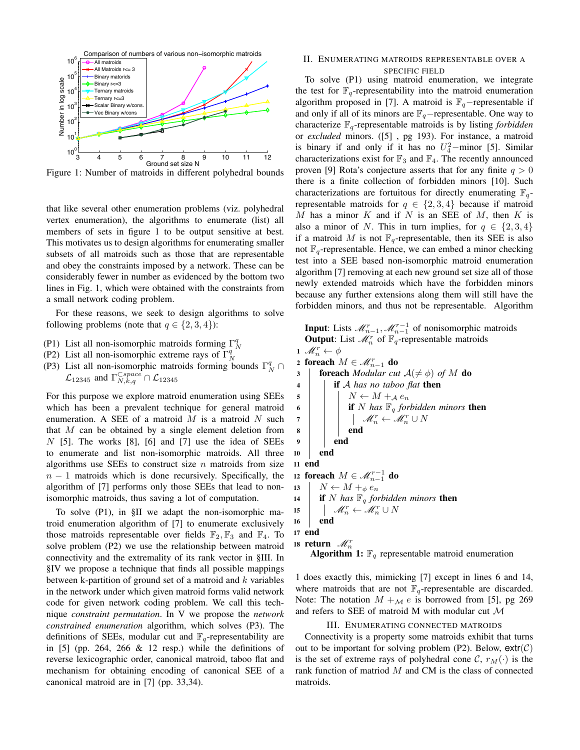Figure 1: Number of matroids in different polyhedral bounds

that like several other enumeration problems (viz. polyhedral vertex enumeration), the algorithms to enumerate (list) all members of sets in figure 1 to be output sensitive at best. This motivates us to design algorithms for enumerating smaller subsets of all matroids such as those that are representable and obey the constraints imposed by a network. These can be considerably fewer in number as evidenced by the bottom two lines in Fig. 1, which were obtained with the constraints from a small network coding problem.

For these reasons, we seek to design algorithms to solve following problems (note that $q \in \{2, 3, 4\}$):

(P1) List all non-isomorphic matroids forming $\Gamma_N^q$

(P2) List all non-isomorphic extreme rays of $\Gamma_N^q$

(P3) List all non-isomorphic matroids forming bounds $\Gamma_N^q \cap \mathcal{L}_{12345}$ and $\Gamma_{N,k,q}^{\subset space} \cap \mathcal{L}_{12345}$

For this purpose we explore matroid enumeration using SEEs which has been a prevalent technique for general matroid enumeration. A SEE of a matroid $M$ is a matroid $N$ such that $M$ can be obtained by a single element deletion from $N$ [5]. The works [8], [6] and [7] use the idea of SEEs to enumerate and list non-isomorphic matroids. All three algorithms use SEEs to construct size $n$ matroids from size $n-1$ matroids which is done recursively. Specifically, the algorithm of [7] performs only those SEEs that lead to non-isomorphic matroids, thus saving a lot of computation.

To solve (P1), in §II we adapt the non-isomorphic matroid enumeration algorithm of [7] to enumerate exclusively those matroids representable over fields $\mathbb{F}_2, \mathbb{F}_3$ and $\mathbb{F}_4$. To solve problem (P2) we use the relationship between matroid connectivity and the extremality of its rank vector in §III. In §IV we propose a technique that finds all possible mappings between k-partition of ground set of a matroid and $k$ variables in the network under which given matroid forms valid network code for given network coding problem. We call this technique *constraint permutation*. In V we propose the *network constrained enumeration* algorithm, which solves (P3). The definitions of SEEs, modular cut and $\mathbb{F}_q$-representability are in [5] (pp. 264, 266 & 12 resp.) while the definitions of reverse lexicographic order, canonical matroid, taboo flat and mechanism for obtaining encoding of canonical SEE of a canonical matroid are in [7] (pp. 33,34).

## II. Enumerating matroids representable over a specific field

To solve (P1) using matroid enumeration, we integrate the test for $\mathbb{F}_q$-representability into the matroid enumeration algorithm proposed in [7]. A matroid is $\mathbb{F}_q-$representable if and only if all of its minors are $\mathbb{F}_q-$representable. One way to characterize $\mathbb{F}_q$-representable matroids is by listing *forbidden* or *excluded* minors. ([5] , pg 193). For instance, a matroid is binary if and only if it has no $U_4^2-$minor [5]. Similar characterizations exist for $\mathbb{F}_3$ and $\mathbb{F}_4$. The recently announced proven [9] Rota's conjecture asserts that for any finite $q > 0$ there is a finite collection of forbidden minors [10]. Such characterizations are fortuitous for directly enumerating $\mathbb{F}_q$-representable matroids for $q \in \{2, 3, 4\}$ because if matroid $M$ has a minor $K$ and if $N$ is an SEE of $M$, then $K$ is also a minor of $N$. This in turn implies, for $q \in \{2, 3, 4\}$ if a matroid $M$ is not $\mathbb{F}_q$-representable, then its SEE is also not $\mathbb{F}_q$-representable. Hence, we can embed a minor checking test into a SEE based non-isomorphic matroid enumeration algorithm [7] removing at each new ground set size all of those newly extended matroids which have the forbidden minors because any further extensions along them will still have the forbidden minors, and thus not be representable. Algorithm 1 does exactly this, mimicking [7] except in lines 6 and 14, where matroids that are not $\mathbb{F}_q$-representable are discarded. Note: The notation $M +_{\mathcal{M}} e$ is borrowed from [5], pg 269 and refers to SEE of matroid M with modular cut $\mathcal{M}$

```
Input: Lists 𝓜^r_{n-1}, 𝓜^{r-1}_{n-1} of nonisomorphic matroids
Output: List 𝓜^r_n of F_q-representable matroids
1  𝓜^r_n ← φ
2  foreach M ∈ 𝓜^r_{n-1} do
3      foreach Modular cut 𝒜(≠ φ) of M do
4          if 𝒜 has no taboo flat then
5              N ← M +_𝒜 e_n
6              if N has F_q forbidden minors then
7                  𝓜^r_n ← 𝓜^r_n ∪ N
8              end
9          end
10     end
11 end
12 foreach M ∈ 𝓜^{r-1}_{n-1} do
13     N ← M +_φ e_n
14     if N has F_q forbidden minors then
15         𝓜^r_n ← 𝓜^r_n ∪ N
16     end
17 end
18 return 𝓜^r_n
```

**Algorithm 1:** $\mathbb{F}_q$ representable matroid enumeration

## III. Enumerating connected matroids

Connectivity is a property some matroids exhibit that turns out to be important for solving problem (P2). Below, $\text{extr}(\mathcal{C})$ is the set of extreme rays of polyhedral cone $\mathcal{C}$, $r_M(\cdot)$ is the rank function of matriod $M$ and CM is the class of connected matroids.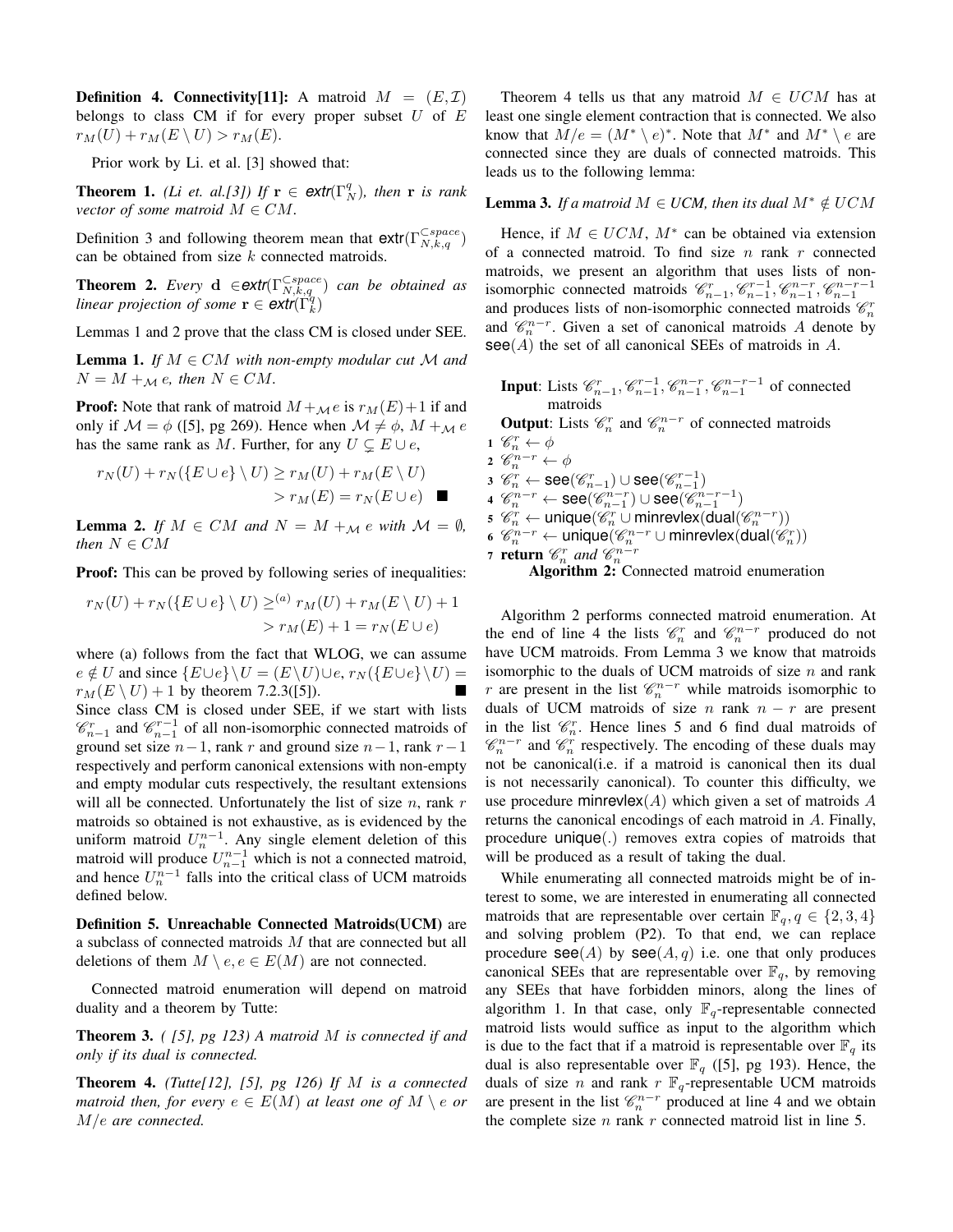**Definition 4. Connectivity[11]:** A matroid $M = (E, \mathcal{I})$ belongs to class CM if for every proper subset $U$ of $E$ $r_M(U) + r_M(E \setminus U) > r_M(E)$.

Prior work by Li. et al. [3] showed that:

**Theorem 1.** *(Li et. al.[3]) If $\mathbf{r} \in$ **extr**$(\Gamma_N^q)$, then $\mathbf{r}$ is rank vector of some matroid $M \in CM$.*

Definition 3 and following theorem mean that $\text{extr}(\Gamma_{N,k,q}^{\subset space})$ can be obtained from size $k$ connected matroids.

**Theorem 2.** *Every $\mathbf{d} \in$ **extr**$(\Gamma_{N,k,q}^{\subset space})$ can be obtained as linear projection of some $\mathbf{r} \in$ **extr**$(\Gamma_k^q)$*

Lemmas 1 and 2 prove that the class CM is closed under SEE.

**Lemma 1.** *If $M \in CM$ with non-empty modular cut $\mathcal{M}$ and $N = M +_{\mathcal{M}} e$, then $N \in CM$.*

**Proof:** Note that rank of matroid $M +_{\mathcal{M}} e$ is $r_M(E)+1$ if and only if $\mathcal{M} = \phi$ ([5], pg 269). Hence when $\mathcal{M} \neq \phi$, $M +_{\mathcal{M}} e$ has the same rank as $M$. Further, for any $U \subsetneq E \cup e$,

$$r_N(U) + r_N(\{E \cup e\} \setminus U) \geq r_M(U) + r_M(E \setminus U) > r_M(E) = r_N(E \cup e) \quad \blacksquare$$

**Lemma 2.** *If $M \in CM$ and $N = M +_{\mathcal{M}} e$ with $\mathcal{M} = \emptyset$, then $N \in CM$*

**Proof:** This can be proved by following series of inequalities:

$$r_N(U) + r_N(\{E \cup e\} \setminus U) \geq^{(a)} r_M(U) + r_M(E \setminus U) + 1 > r_M(E) + 1 = r_N(E \cup e)$$

where (a) follows from the fact that WLOG, we can assume $e \notin U$ and since $\{E \cup e\} \setminus U = (E \setminus U) \cup e$, $r_N(\{E \cup e\} \setminus U) = r_M(E \setminus U) + 1$ by theorem 7.2.3([5]). $\blacksquare$

Since class CM is closed under SEE, if we start with lists $\mathscr{C}_{n-1}^r$ and $\mathscr{C}_{n-1}^{r-1}$ of all non-isomorphic connected matroids of ground set size $n-1$, rank $r$ and ground size $n-1$, rank $r-1$ respectively and perform canonical extensions with non-empty and empty modular cuts respectively, the resultant extensions will all be connected. Unfortunately the list of size $n$, rank $r$ matroids so obtained is not exhaustive, as is evidenced by the uniform matroid $U_n^{n-1}$. Any single element deletion of this matroid will produce $U_{n-1}^{n-1}$ which is not a connected matroid, and hence $U_n^{n-1}$ falls into the critical class of UCM matroids defined below.

**Definition 5. Unreachable Connected Matroids(UCM)** are a subclass of connected matroids $M$ that are connected but all deletions of them $M \setminus e, e \in E(M)$ are not connected.

Connected matroid enumeration will depend on matroid duality and a theorem by Tutte:

**Theorem 3.** *( [5], pg 123) A matroid $M$ is connected if and only if its dual is connected.*

**Theorem 4.** *(Tutte[12], [5], pg 126) If $M$ is a connected matroid then, for every $e \in E(M)$ at least one of $M \setminus e$ or $M/e$ are connected.*

Theorem 4 tells us that any matroid $M \in UCM$ has at least one single element contraction that is connected. We also know that $M/e = (M^* \setminus e)^*$. Note that $M^*$ and $M^* \setminus e$ are connected since they are duals of connected matroids. This leads us to the following lemma:

**Lemma 3.** *If a matroid $M \in UCM$, then its dual $M^* \notin UCM$*

Hence, if $M \in UCM$, $M^*$ can be obtained via extension of a connected matroid. To find size $n$ rank $r$ connected matroids, we present an algorithm that uses lists of non-isomorphic connected matroids $\mathscr{C}_{n-1}^r, \mathscr{C}_{n-1}^{r-1}, \mathscr{C}_{n-1}^{n-r}, \mathscr{C}_{n-1}^{n-r-1}$ and produces lists of non-isomorphic connected matroids $\mathscr{C}_n^r$ and $\mathscr{C}_n^{n-r}$. Given a set of canonical matroids $A$ denote by $\text{see}(A)$ the set of all canonical SEEs of matroids in $A$.

```
Input: Lists C^r_{n-1}, C^{r-1}_{n-1}, C^{n-r}_{n-1}, C^{n-r-1}_{n-1} of connected
       matroids
Output: Lists C^r_n and C^{n-r}_n of connected matroids
1 C^r_n ← φ
2 C^{n-r}_n ← φ
3 C^r_n ← see(C^r_{n-1}) ∪ see(C^{r-1}_{n-1})
4 C^{n-r}_n ← see(C^{n-r}_{n-1}) ∪ see(C^{n-r-1}_{n-1})
5 C^r_n ← unique(C^r_n ∪ minrevlex(dual(C^{n-r}_n)))
6 C^{n-r}_n ← unique(C^{n-r}_n ∪ minrevlex(dual(C^r_n)))
7 return C^r_n and C^{n-r}_n
```

**Algorithm 2:** Connected matroid enumeration

Algorithm 2 performs connected matroid enumeration. At the end of line 4 the lists $\mathscr{C}_n^r$ and $\mathscr{C}_n^{n-r}$ produced do not have UCM matroids. From Lemma 3 we know that matroids isomorphic to the duals of UCM matroids of size $n$ and rank $r$ are present in the list $\mathscr{C}_n^{n-r}$ while matroids isomorphic to duals of UCM matroids of size $n$ rank $n-r$ are present in the list $\mathscr{C}_n^r$. Hence lines 5 and 6 find dual matroids of $\mathscr{C}_n^{n-r}$ and $\mathscr{C}_n^r$ respectively. The encoding of these duals may not be canonical(i.e. if a matroid is canonical then its dual is not necessarily canonical). To counter this difficulty, we use procedure $\text{minrevlex}(A)$ which given a set of matroids $A$ returns the canonical encodings of each matroid in $A$. Finally, procedure $\text{unique}(.)$ removes extra copies of matroids that will be produced as a result of taking the dual.

While enumerating all connected matroids might be of interest to some, we are interested in enumerating all connected matroids that are representable over certain $\mathbb{F}_q, q \in \{2, 3, 4\}$ and solving problem (P2). To that end, we can replace procedure $\text{see}(A)$ by $\text{see}(A, q)$ i.e. one that only produces canonical SEEs that are representable over $\mathbb{F}_q$, by removing any SEEs that have forbidden minors, along the lines of algorithm 1. In that case, only $\mathbb{F}_q$-representable connected matroid lists would suffice as input to the algorithm which is due to the fact that if a matroid is representable over $\mathbb{F}_q$ its dual is also representable over $\mathbb{F}_q$ ([5], pg 193). Hence, the duals of size $n$ and rank $r$ $\mathbb{F}_q$-representable UCM matroids are present in the list $\mathscr{C}_n^{n-r}$ produced at line 4 and we obtain the complete size $n$ rank $r$ connected matroid list in line 5.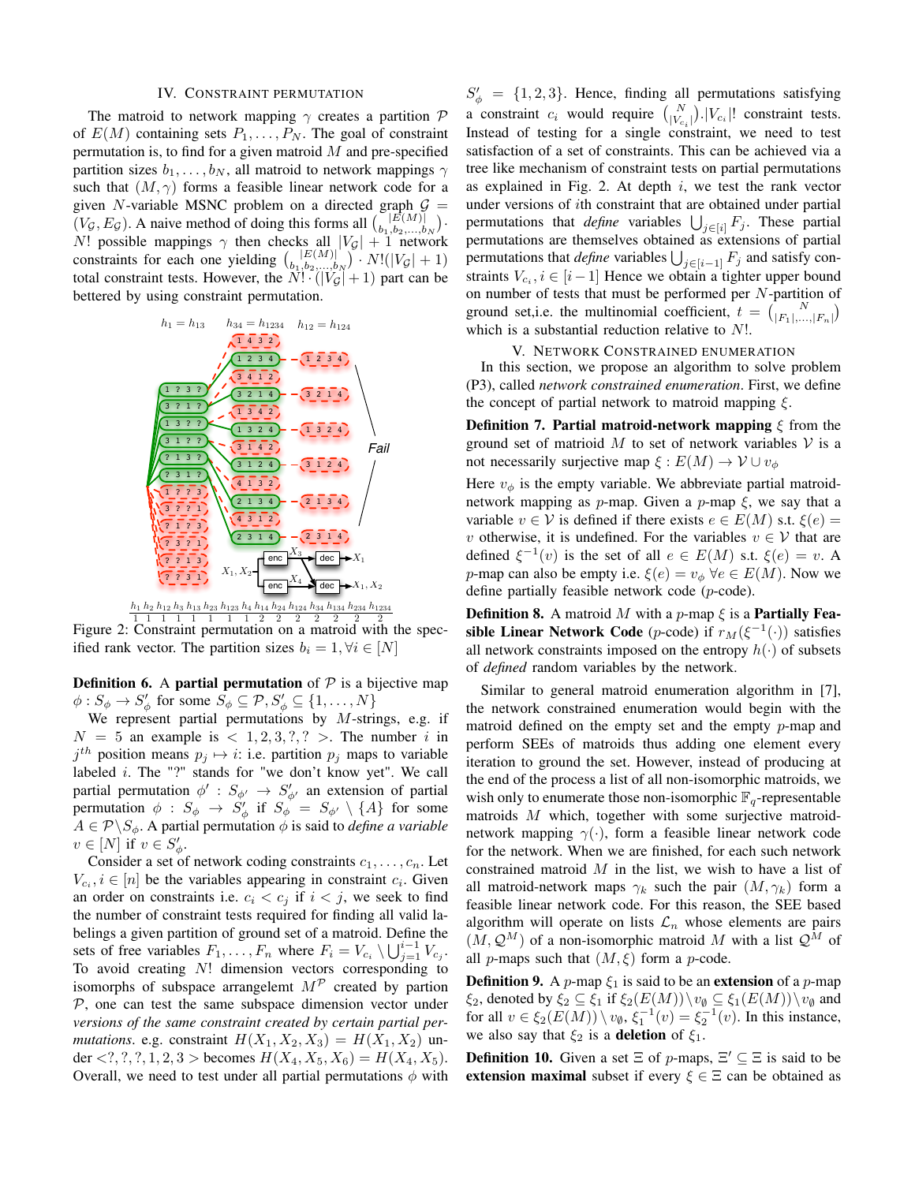## IV. Constraint Permutation

The matroid to network mapping $\gamma$ creates a partition $\mathcal{P}$ of $E(M)$ containing sets $P_1,\ldots,P_N$. The goal of constraint permutation is, to find for a given matroid $M$ and pre-specified partition sizes $b_1,\ldots,b_N$, all matroid to network mappings $\gamma$ such that $(M,\gamma)$ forms a feasible linear network code for a given $N$-variable MSNC problem on a directed graph $\mathcal{G} = (V_\mathcal{G},E_\mathcal{G})$. A naive method of doing this forms all $\binom{|E(M)|}{b_1,b_2,\ldots,b_N}\cdot N!$ possible mappings $\gamma$ then checks all $|V_\mathcal{G}|+1$ network constraints for each one yielding $\binom{|E(M)|}{b_1,b_2,\ldots,b_N}\cdot N!(|V_\mathcal{G}|+1)$ total constraint tests. However, the $N!\cdot(|V_\mathcal{G}|+1)$ part can be bettered by using constraint permutation.

Figure 2: Constraint permutation on a matroid with the specified rank vector. The partition sizes $b_i = 1, \forall i\in[N]$

**Definition 6.** A **partial permutation** of $\mathcal{P}$ is a bijective map $\phi : S_\phi \to S'_\phi$ for some $S_\phi \subseteq \mathcal{P}, S'_\phi \subseteq \{1,\ldots,N\}$

We represent partial permutations by $M$-strings, e.g. if $N=5$ an example is $<1,2,3,?,?>$. The number $i$ in $j^{th}$ position means $p_j \mapsto i$: i.e. partition $p_j$ maps to variable labeled $i$. The "?" stands for "we don't know yet". We call partial permutation $\phi' : S_{\phi'} \to S'_{\phi'}$ an extension of partial permutation $\phi : S_\phi \to S'_\phi$ if $S_\phi = S_{\phi'}\setminus\{A\}$ for some $A\in\mathcal{P}\setminus S_\phi$. A partial permutation $\phi$ is said to *define a variable* $v\in[N]$ if $v\in S'_\phi$.

Consider a set of network coding constraints $c_1,\ldots,c_n$. Let $V_{c_i}, i\in[n]$ be the variables appearing in constraint $c_i$. Given an order on constraints i.e. $c_i < c_j$ if $i<j$, we seek to find the number of constraint tests required for finding all valid labelings a given partition of ground set of a matroid. Define the sets of free variables $F_1,\ldots,F_n$ where $F_i = V_{c_i}\setminus\bigcup_{j=1}^{i-1}V_{c_j}$. To avoid creating $N!$ dimension vectors corresponding to isomorphs of subspace arrangelemt $M^\mathcal{P}$ created by partion $\mathcal{P}$, one can test the same subspace dimension vector under *versions of the same constraint created by certain partial permutations.* e.g. constraint $H(X_1,X_2,X_3) = H(X_1,X_2)$ under $<?,?,?,1,2,3>$ becomes $H(X_4,X_5,X_6) = H(X_4,X_5)$. Overall, we need to test under all partial permutations $\phi$ with $S'_\phi = \{1,2,3\}$. Hence, finding all permutations satisfying a constraint $c_i$ would require $\binom{N}{|V_{c_i}|}.|V_{c_i}|!$ constraint tests. Instead of testing for a single constraint, we need to test satisfaction of a set of constraints. This can be achieved via a tree like mechanism of constraint tests on partial permutations as explained in Fig. 2. At depth $i$, we test the rank vector under versions of $i$th constraint that are obtained under partial permutations that *define* variables $\bigcup_{j\in[i]}F_j$. These partial permutations are themselves obtained as extensions of partial permutations that *define* variables $\bigcup_{j\in[i-1]}F_j$ and satisfy constraints $V_{c_i}, i\in[i-1]$ Hence we obtain a tighter upper bound on number of tests that must be performed per $N$-partition of ground set,i.e. the multinomial coefficient, $t = \binom{N}{|F_1|,\ldots,|F_n|}$ which is a substantial reduction relative to $N!$.

## V. Network Constrained Enumeration

In this section, we propose an algorithm to solve problem (P3), called *network constrained enumeration*. First, we define the concept of partial network to matroid mapping $\xi$.

**Definition 7. Partial matroid-network mapping** $\xi$ from the ground set of matroid $M$ to set of network variables $\mathcal{V}$ is a not necessarily surjective map $\xi : E(M)\to\mathcal{V}\cup v_\phi$

Here $v_\phi$ is the empty variable. We abbreviate partial matroid-network mapping as $p$-map. Given a $p$-map $\xi$, we say that a variable $v\in\mathcal{V}$ is defined if there exists $e\in E(M)$ s.t. $\xi(e) = v$ otherwise, it is undefined. For the variables $v\in\mathcal{V}$ that are defined $\xi^{-1}(v)$ is the set of all $e\in E(M)$ s.t. $\xi(e)=v$. A $p$-map can also be empty i.e. $\xi(e)=v_\phi\ \forall e\in E(M)$. Now we define partially feasible network code ($p$-code).

**Definition 8.** A matroid $M$ with a $p$-map $\xi$ is a **Partially Feasible Linear Network Code** ($p$-code) if $r_M(\xi^{-1}(\cdot))$ satisfies all network constraints imposed on the entropy $h(\cdot)$ of subsets of *defined* random variables by the network.

Similar to general matroid enumeration algorithm in [7], the network constrained enumeration would begin with the matroid defined on the empty set and the empty $p$-map and perform SEEs of matroids thus adding one element every iteration to ground the set. However, instead of producing at the end of the process a list of all non-isomorphic matroids, we wish only to enumerate those non-isomorphic $\mathbb{F}_q$-representable matroids $M$ which, together with some surjective matroid-network mapping $\gamma(\cdot)$, form a feasible linear network code for the network. When we are finished, for each such network constrained matroid $M$ in the list, we wish to have a list of all matroid-network maps $\gamma_k$ such that the pair $(M,\gamma_k)$ form a feasible linear network code. For this reason, the SEE based algorithm will operate on lists $\mathcal{L}_n$ whose elements are pairs $(M,\mathcal{Q}^M)$ of a non-isomorphic matroid $M$ with a list $\mathcal{Q}^M$ of all $p$-maps such that $(M,\xi)$ form a $p$-code.

**Definition 9.** A $p$-map $\xi_1$ is said to be an **extension** of a $p$-map $\xi_2$, denoted by $\xi_2\subseteq\xi_1$ if $\xi_2(E(M))\setminus v_\emptyset \subseteq \xi_1(E(M))\setminus v_\emptyset$ and for all $v\in\xi_2(E(M))\setminus v_\emptyset$, $\xi_1^{-1}(v) = \xi_2^{-1}(v)$. In this instance, we also say that $\xi_2$ is a **deletion** of $\xi_1$.

**Definition 10.** Given a set $\Xi$ of $p$-maps, $\Xi'\subseteq\Xi$ is said to be **extension maximal** subset if every $\xi\in\Xi$ can be obtained as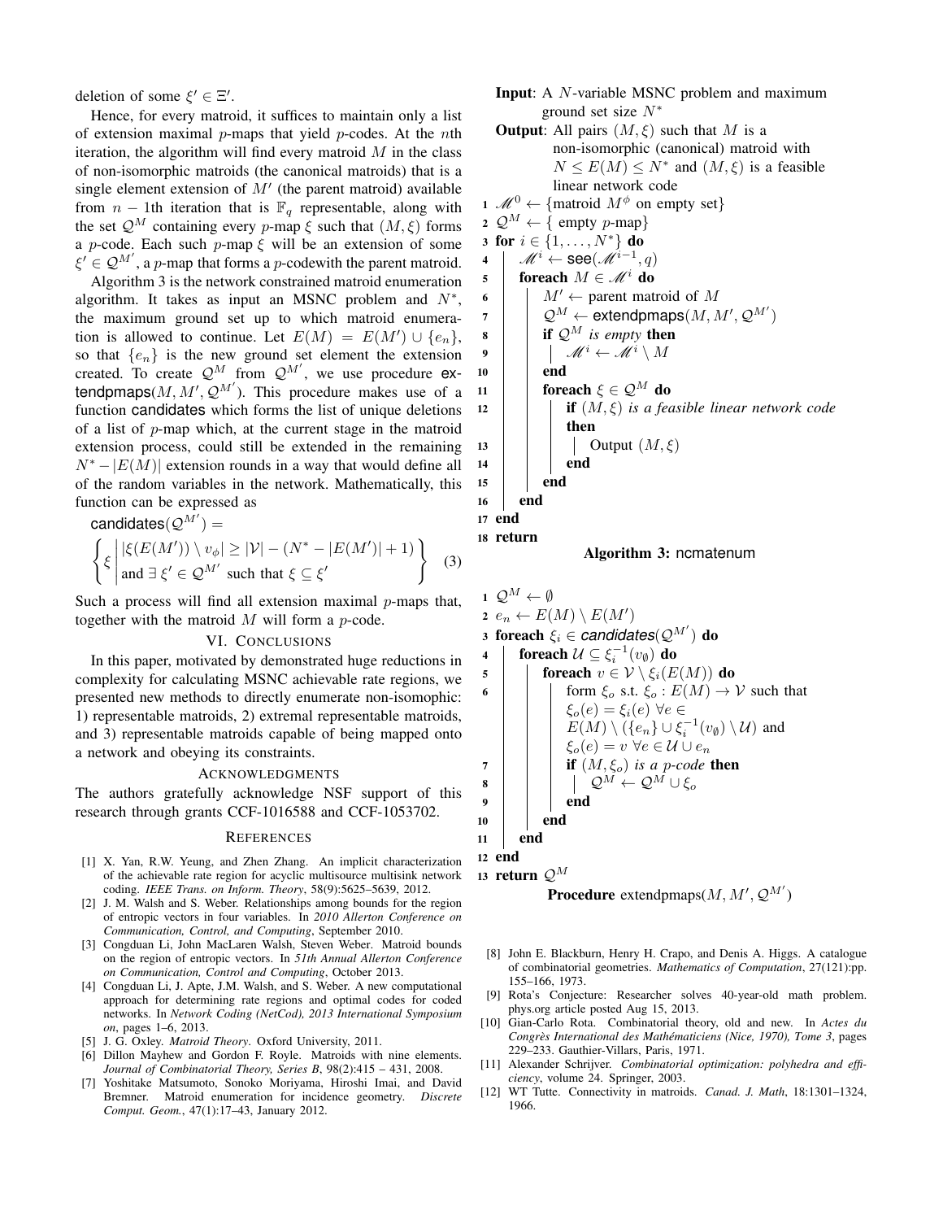deletion of some $\xi' \in \Xi'$.

Hence, for every matroid, it suffices to maintain only a list of extension maximal $p$-maps that yield $p$-codes. At the $n$th iteration, the algorithm will find every matroid $M$ in the class of non-isomorphic matroids (the canonical matroids) that is a single element extension of $M'$ (the parent matroid) available from $n-1$th iteration that is $\mathbb{F}_q$ representable, along with the set $\mathcal{Q}^M$ containing every $p$-map $\xi$ such that $(M, \xi)$ forms a $p$-code. Each such $p$-map $\xi$ will be an extension of some $\xi' \in \mathcal{Q}^{M'}$, a $p$-map that forms a $p$-codewith the parent matroid.

Algorithm 3 is the network constrained matroid enumeration algorithm. It takes as input an MSNC problem and $N^*$, the maximum ground set up to which matroid enumeration is allowed to continue. Let $E(M) = E(M') \cup \{e_n\}$, so that $\{e_n\}$ is the new ground set element the extension created. To create $\mathcal{Q}^M$ from $\mathcal{Q}^{M'}$, we use procedure extendpmaps$(M, M', \mathcal{Q}^{M'})$. This procedure makes use of a function candidates which forms the list of unique deletions of a list of $p$-map which, at the current stage in the matroid extension process, could still be extended in the remaining $N^* - |E(M)|$ extension rounds in a way that would define all of the random variables in the network. Mathematically, this function can be expressed as

$$\text{candidates}(\mathcal{Q}^{M'}) = \left\{ \xi \;\middle|\; \begin{array}{l} |\xi(E(M')) \setminus v_\phi| \geq |\mathcal{V}| - (N^* - |E(M')| + 1) \\ \text{and } \exists\, \xi' \in \mathcal{Q}^{M'} \text{ such that } \xi \subseteq \xi' \end{array} \right\} \quad (3)$$

Such a process will find all extension maximal $p$-maps that, together with the matroid $M$ will form a $p$-code.

## VI. Conclusions

In this paper, motivated by demonstrated huge reductions in complexity for calculating MSNC achievable rate regions, we presented new methods to directly enumerate non-isomophic: 1) representable matroids, 2) extremal representable matroids, and 3) representable matroids capable of being mapped onto a network and obeying its constraints.

## Acknowledgments

The authors gratefully acknowledge NSF support of this research through grants CCF-1016588 and CCF-1053702.

```
Input: A N-variable MSNC problem and maximum
       ground set size N*
Output: All pairs (M, ξ) such that M is a
        non-isomorphic (canonical) matroid with
        N ≤ E(M) ≤ N* and (M, ξ) is a feasible
        linear network code
1  𝓜^0 ← {matroid M^φ on empty set}
2  𝒬^M ← { empty p-map}
3  for i ∈ {1, ..., N*} do
4      𝓜^i ← see(𝓜^{i-1}, q)
5      foreach M ∈ 𝓜^i do
6          M' ← parent matroid of M
7          𝒬^M ← extendpmaps(M, M', 𝒬^{M'})
8          if 𝒬^M is empty then
9              𝓜^i ← 𝓜^i \ M
10         end
11         foreach ξ ∈ 𝒬^M do
12             if (M, ξ) is a feasible linear network code
               then
13                 Output (M, ξ)
14             end
15         end
16     end
17 end
18 return
```

**Algorithm 3:** ncmatenum

```
1  𝒬^M ← ∅
2  e_n ← E(M) \ E(M')
3  foreach ξ_i ∈ candidates(𝒬^{M'}) do
4      foreach 𝒰 ⊆ ξ_i^{-1}(v_∅) do
5          foreach v ∈ 𝒱 \ ξ_i(E(M)) do
6              form ξ_o s.t. ξ_o : E(M) → 𝒱 such that
               ξ_o(e) = ξ_i(e) ∀e ∈
               E(M) \ ({e_n} ∪ ξ_i^{-1}(v_∅) \ 𝒰) and
               ξ_o(e) = v ∀e ∈ 𝒰 ∪ e_n
7              if (M, ξ_o) is a p-code then
8                  𝒬^M ← 𝒬^M ∪ ξ_o
9              end
10         end
11     end
12 end
13 return 𝒬^M
```

**Procedure** extendpmaps$(M, M', \mathcal{Q}^{M'})$

## References

[1] X. Yan, R.W. Yeung, and Zhen Zhang. An implicit characterization of the achievable rate region for acyclic multisource multisink network coding. *IEEE Trans. on Inform. Theory*, 58(9):5625–5639, 2012.

[2] J. M. Walsh and S. Weber. Relationships among bounds for the region of entropic vectors in four variables. In *2010 Allerton Conference on Communication, Control, and Computing*, September 2010.

[3] Congduan Li, John MacLaren Walsh, Steven Weber. Matroid bounds on the region of entropic vectors. In *51th Annual Allerton Conference on Communication, Control and Computing*, October 2013.

[4] Congduan Li, J. Apte, J.M. Walsh, and S. Weber. A new computational approach for determining rate regions and optimal codes for coded networks. In *Network Coding (NetCod), 2013 International Symposium on*, pages 1–6, 2013.

[5] J. G. Oxley. *Matroid Theory*. Oxford University, 2011.

[6] Dillon Mayhew and Gordon F. Royle. Matroids with nine elements. *Journal of Combinatorial Theory, Series B*, 98(2):415 – 431, 2008.

[7] Yoshitake Matsumoto, Sonoko Moriyama, Hiroshi Imai, and David Bremner. Matroid enumeration for incidence geometry. *Discrete Comput. Geom.*, 47(1):17–43, January 2012.

[8] John E. Blackburn, Henry H. Crapo, and Denis A. Higgs. A catalogue of combinatorial geometries. *Mathematics of Computation*, 27(121):pp. 155–166, 1973.

[9] Rota's Conjecture: Researcher solves 40-year-old math problem. phys.org article posted Aug 15, 2013.

[10] Gian-Carlo Rota. Combinatorial theory, old and new. In *Actes du Congrès International des Mathématiciens (Nice, 1970), Tome 3*, pages 229–233. Gauthier-Villars, Paris, 1971.

[11] Alexander Schrijver. *Combinatorial optimization: polyhedra and efficiency*, volume 24. Springer, 2003.

[12] WT Tutte. Connectivity in matroids. *Canad. J. Math*, 18:1301–1324, 1966.